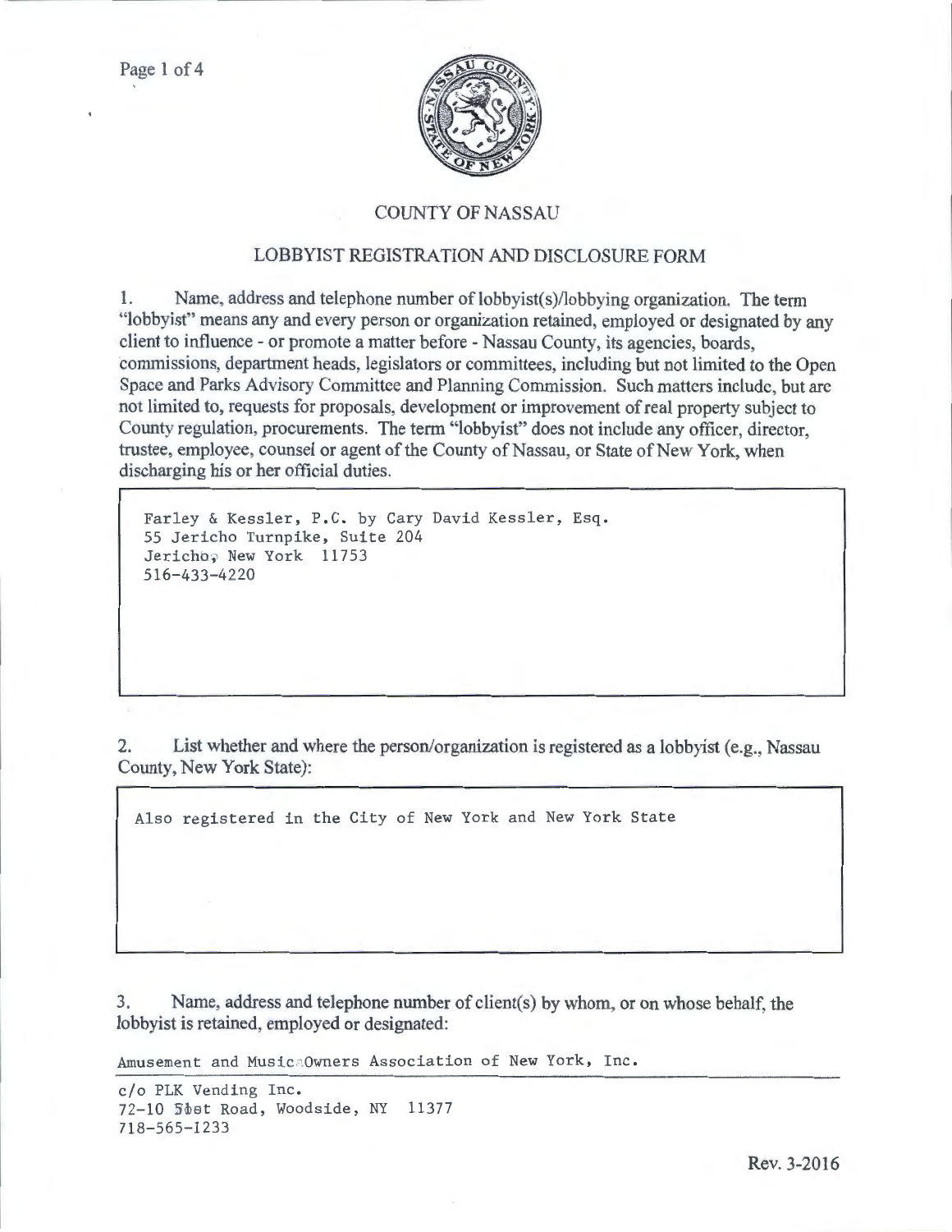# COUNTY OF NASSAU

## LOBBYIST REGISTRATION AND DISCLOSURE FORM

1. Name, address and telephone number of lobbyist(s)/lobbying organization. The term "lobbyist" means any and every person or organization retained, employed or designated by any client to influence - or promote a matter before - Nassau County, its agencies, boards, commissions, department heads, legislators or committees, including but not limited to the Open Space and Parks Advisory Committee and Planning Commission. Such matters include, but are not limited to, requests for proposals, development or improvement of real property subject to County regulation, procurements. The term "lobbyist" does not include any officer, director, trustee, employee, counsel or agent of the County of Nassau, or State of New York, when discharging his or her official duties.

Farley & Kessler, P.C. by Cary David Kessler, Esq.
55 Jericho Turnpike, Suite 204
Jericho, New York 11753
516-433-4220

2. List whether and where the person/organization is registered as a lobbyist (e.g., Nassau County, New York State):

Also registered in the City of New York and New York State

3. Name, address and telephone number of client(s) by whom, or on whose behalf, the lobbyist is retained, employed or designated:

Amusement and Music Owners Association of New York, Inc.

c/o PLK Vending Inc.
72-10 51st Road, Woodside, NY 11377
718-565-1233

Rev. 3-2016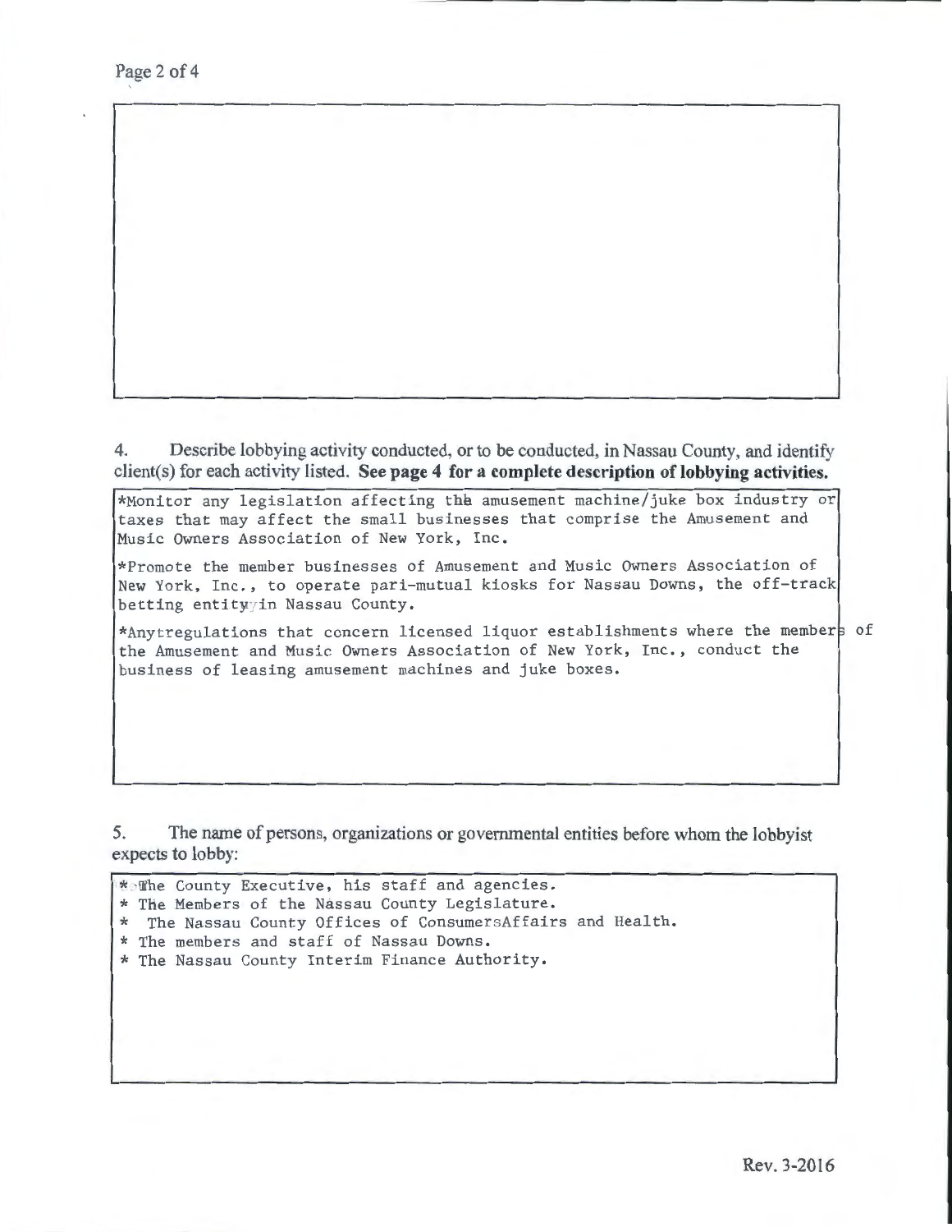4. Describe lobbying activity conducted, or to be conducted, in Nassau County, and identify client(s) for each activity listed. **See page 4 for a complete description of lobbying activities.**

*Monitor any legislation affecting the amusement machine/juke box industry or taxes that may affect the small businesses that comprise the Amusement and Music Owners Association of New York, Inc.

*Promote the member businesses of Amusement and Music Owners Association of New York, Inc., to operate pari-mutual kiosks for Nassau Downs, the off-track betting entity in Nassau County.

*Any regulations that concern licensed liquor establishments where the members of the Amusement and Music Owners Association of New York, Inc., conduct the business of leasing amusement machines and juke boxes.

5. The name of persons, organizations or governmental entities before whom the lobbyist expects to lobby:

* The County Executive, his staff and agencies.
* The Members of the Nassau County Legislature.
* The Nassau County Offices of ConsumersAffairs and Health.
* The members and staff of Nassau Downs.
* The Nassau County Interim Finance Authority.

Rev. 3-2016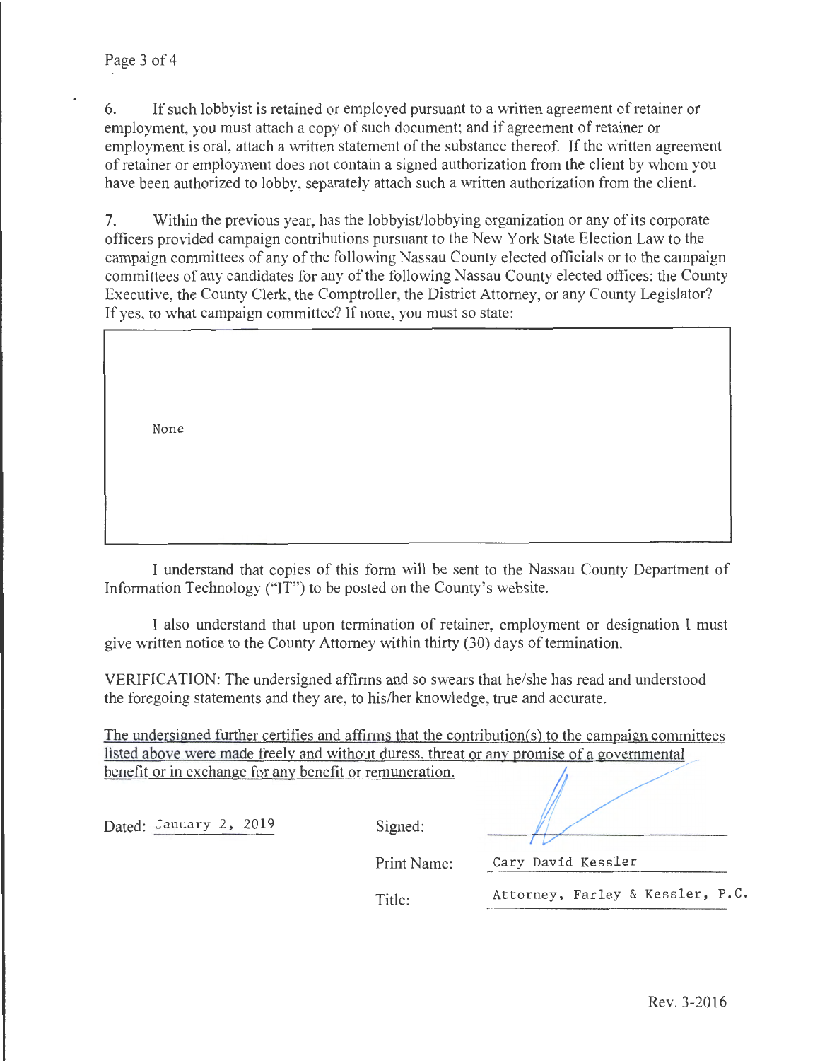6. If such lobbyist is retained or employed pursuant to a written agreement of retainer or employment, you must attach a copy of such document; and if agreement of retainer or employment is oral, attach a written statement of the substance thereof. If the written agreement of retainer or employment does not contain a signed authorization from the client by whom you have been authorized to lobby, separately attach such a written authorization from the client.

7. Within the previous year, has the lobbyist/lobbying organization or any of its corporate officers provided campaign contributions pursuant to the New York State Election Law to the campaign committees of any of the following Nassau County elected officials or to the campaign committees of any candidates for any of the following Nassau County elected offices: the County Executive, the County Clerk, the Comptroller, the District Attorney, or any County Legislator? If yes, to what campaign committee? If none, you must so state:

None

I understand that copies of this form will be sent to the Nassau County Department of Information Technology ("IT") to be posted on the County's website.

I also understand that upon termination of retainer, employment or designation I must give written notice to the County Attorney within thirty (30) days of termination.

VERIFICATION: The undersigned affirms and so swears that he/she has read and understood the foregoing statements and they are, to his/her knowledge, true and accurate.

The undersigned further certifies and affirms that the contribution(s) to the campaign committees listed above were made freely and without duress, threat or any promise of a governmental benefit or in exchange for any benefit or remuneration.

Dated: January 2, 2019

Signed: ____________________

Print Name: Cary David Kessler

Title: Attorney, Farley & Kessler, P.C.

Rev. 3-2016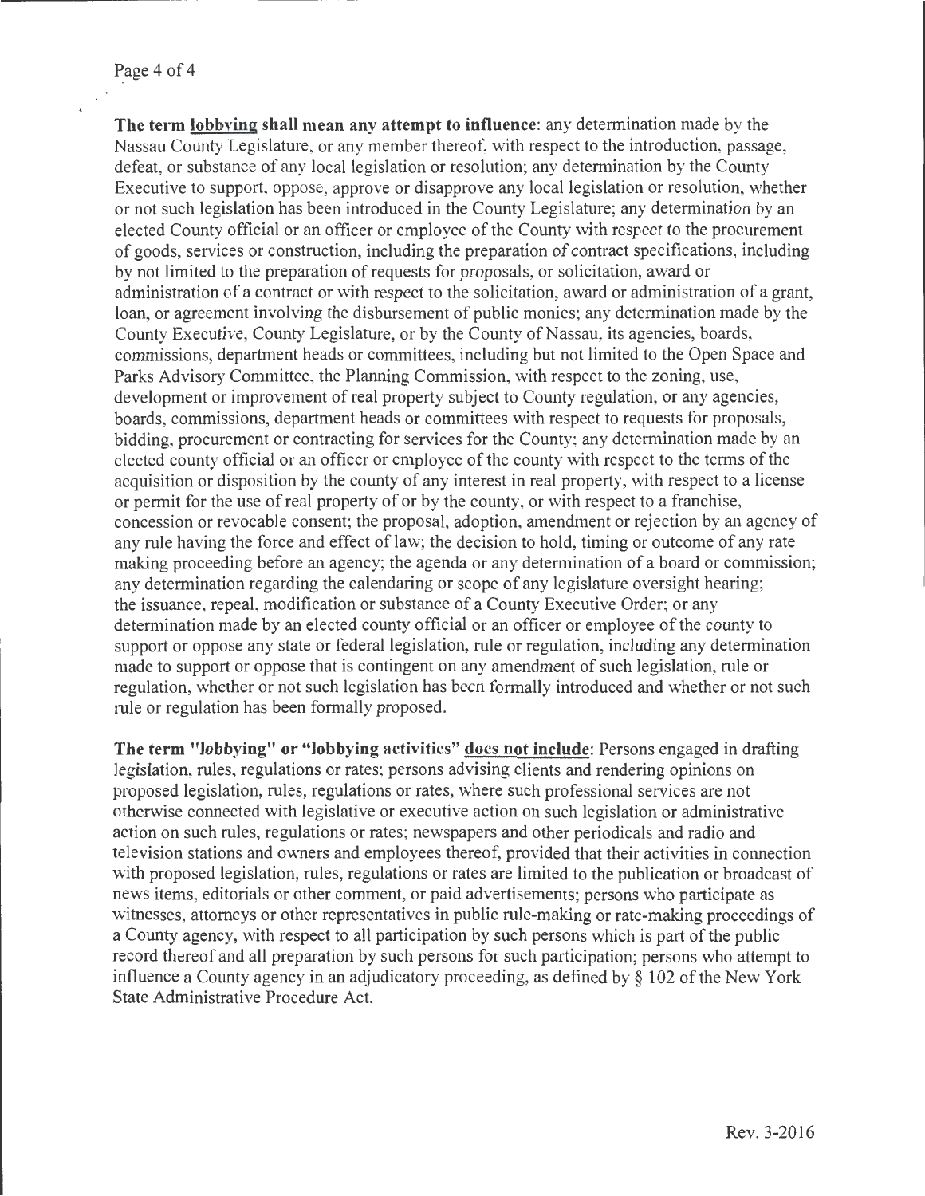**The term <u>lobbying</u> shall mean any attempt to influence**: any determination made by the Nassau County Legislature, or any member thereof, with respect to the introduction, passage, defeat, or substance of any local legislation or resolution; any determination by the County Executive to support, oppose, approve or disapprove any local legislation or resolution, whether or not such legislation has been introduced in the County Legislature; any determination by an elected County official or an officer or employee of the County with respect to the procurement of goods, services or construction, including the preparation of contract specifications, including by not limited to the preparation of requests for proposals, or solicitation, award or administration of a contract or with respect to the solicitation, award or administration of a grant, loan, or agreement involving the disbursement of public monies; any determination made by the County Executive, County Legislature, or by the County of Nassau, its agencies, boards, commissions, department heads or committees, including but not limited to the Open Space and Parks Advisory Committee, the Planning Commission, with respect to the zoning, use, development or improvement of real property subject to County regulation, or any agencies, boards, commissions, department heads or committees with respect to requests for proposals, bidding, procurement or contracting for services for the County; any determination made by an elected county official or an officer or employee of the county with respect to the terms of the acquisition or disposition by the county of any interest in real property, with respect to a license or permit for the use of real property of or by the county, or with respect to a franchise, concession or revocable consent; the proposal, adoption, amendment or rejection by an agency of any rule having the force and effect of law; the decision to hold, timing or outcome of any rate making proceeding before an agency; the agenda or any determination of a board or commission; any determination regarding the calendaring or scope of any legislature oversight hearing; the issuance, repeal, modification or substance of a County Executive Order; or any determination made by an elected county official or an officer or employee of the county to support or oppose any state or federal legislation, rule or regulation, including any determination made to support or oppose that is contingent on any amendment of such legislation, rule or regulation, whether or not such legislation has been formally introduced and whether or not such rule or regulation has been formally proposed.

**The term "lobbying" or "lobbying activities" <u>does not include</u>**: Persons engaged in drafting legislation, rules, regulations or rates; persons advising clients and rendering opinions on proposed legislation, rules, regulations or rates, where such professional services are not otherwise connected with legislative or executive action on such legislation or administrative action on such rules, regulations or rates; newspapers and other periodicals and radio and television stations and owners and employees thereof, provided that their activities in connection with proposed legislation, rules, regulations or rates are limited to the publication or broadcast of news items, editorials or other comment, or paid advertisements; persons who participate as witnesses, attorneys or other representatives in public rule-making or rate-making proceedings of a County agency, with respect to all participation by such persons which is part of the public record thereof and all preparation by such persons for such participation; persons who attempt to influence a County agency in an adjudicatory proceeding, as defined by § 102 of the New York State Administrative Procedure Act.

Rev. 3-2016